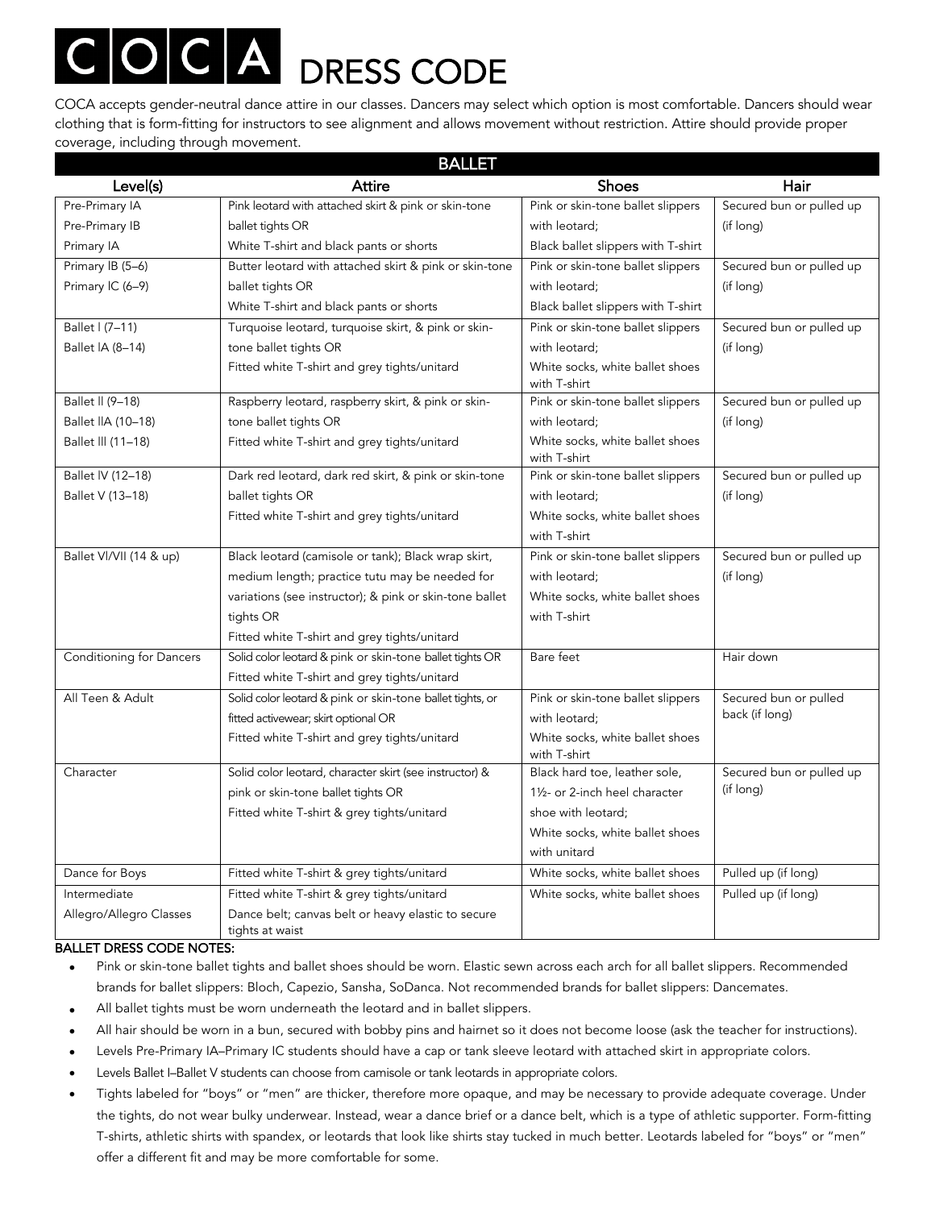# COCA DRESS CODE

COCA accepts gender-neutral dance attire in our classes. Dancers may select which option is most comfortable. Dancers should wear clothing that is form-fitting for instructors to see alignment and allows movement without restriction. Attire should provide proper coverage, including through movement.

## BALLET

| Level(s) | Attire | Shoes | Hair |
|---|---|---|---|
| Pre-Primary IA<br>Pre-Primary IB<br>Primary IA | Pink leotard with attached skirt & pink or skin-tone ballet tights OR<br>White T-shirt and black pants or shorts | Pink or skin-tone ballet slippers with leotard;<br>Black ballet slippers with T-shirt | Secured bun or pulled up (if long) |
| Primary IB (5–6)<br>Primary IC (6–9) | Butter leotard with attached skirt & pink or skin-tone ballet tights OR<br>White T-shirt and black pants or shorts | Pink or skin-tone ballet slippers with leotard;<br>Black ballet slippers with T-shirt | Secured bun or pulled up (if long) |
| Ballet I (7–11)<br>Ballet IA (8–14) | Turquoise leotard, turquoise skirt, & pink or skin-tone ballet tights OR<br>Fitted white T-shirt and grey tights/unitard | Pink or skin-tone ballet slippers with leotard;<br>White socks, white ballet shoes with T-shirt | Secured bun or pulled up (if long) |
| Ballet II (9–18)<br>Ballet IIA (10–18)<br>Ballet III (11–18) | Raspberry leotard, raspberry skirt, & pink or skin-tone ballet tights OR<br>Fitted white T-shirt and grey tights/unitard | Pink or skin-tone ballet slippers with leotard;<br>White socks, white ballet shoes with T-shirt | Secured bun or pulled up (if long) |
| Ballet IV (12–18)<br>Ballet V (13–18) | Dark red leotard, dark red skirt, & pink or skin-tone ballet tights OR<br>Fitted white T-shirt and grey tights/unitard | Pink or skin-tone ballet slippers with leotard;<br>White socks, white ballet shoes with T-shirt | Secured bun or pulled up (if long) |
| Ballet VI/VII (14 & up) | Black leotard (camisole or tank); Black wrap skirt, medium length; practice tutu may be needed for variations (see instructor); & pink or skin-tone ballet tights OR<br>Fitted white T-shirt and grey tights/unitard | Pink or skin-tone ballet slippers with leotard;<br>White socks, white ballet shoes with T-shirt | Secured bun or pulled up (if long) |
| Conditioning for Dancers | Solid color leotard & pink or skin-tone ballet tights OR<br>Fitted white T-shirt and grey tights/unitard | Bare feet | Hair down |
| All Teen & Adult | Solid color leotard & pink or skin-tone ballet tights, or fitted activewear; skirt optional OR<br>Fitted white T-shirt and grey tights/unitard | Pink or skin-tone ballet slippers with leotard;<br>White socks, white ballet shoes with T-shirt | Secured bun or pulled back (if long) |
| Character | Solid color leotard, character skirt (see instructor) & pink or skin-tone ballet tights OR<br>Fitted white T-shirt & grey tights/unitard | Black hard toe, leather sole, 1½- or 2-inch heel character shoe with leotard;<br>White socks, white ballet shoes with unitard | Secured bun or pulled up (if long) |
| Dance for Boys | Fitted white T-shirt & grey tights/unitard | White socks, white ballet shoes | Pulled up (if long) |
| Intermediate<br>Allegro/Allegro Classes | Fitted white T-shirt & grey tights/unitard<br>Dance belt; canvas belt or heavy elastic to secure tights at waist | White socks, white ballet shoes | Pulled up (if long) |

**BALLET DRESS CODE NOTES:**

- Pink or skin-tone ballet tights and ballet shoes should be worn. Elastic sewn across each arch for all ballet slippers. Recommended brands for ballet slippers: Bloch, Capezio, Sansha, SoDanca. Not recommended brands for ballet slippers: Dancemates.
- All ballet tights must be worn underneath the leotard and in ballet slippers.
- All hair should be worn in a bun, secured with bobby pins and hairnet so it does not become loose (ask the teacher for instructions).
- Levels Pre-Primary IA–Primary IC students should have a cap or tank sleeve leotard with attached skirt in appropriate colors.
- Levels Ballet I–Ballet V students can choose from camisole or tank leotards in appropriate colors.
- Tights labeled for "boys" or "men" are thicker, therefore more opaque, and may be necessary to provide adequate coverage. Under the tights, do not wear bulky underwear. Instead, wear a dance brief or a dance belt, which is a type of athletic supporter. Form-fitting T-shirts, athletic shirts with spandex, or leotards that look like shirts stay tucked in much better. Leotards labeled for "boys" or "men" offer a different fit and may be more comfortable for some.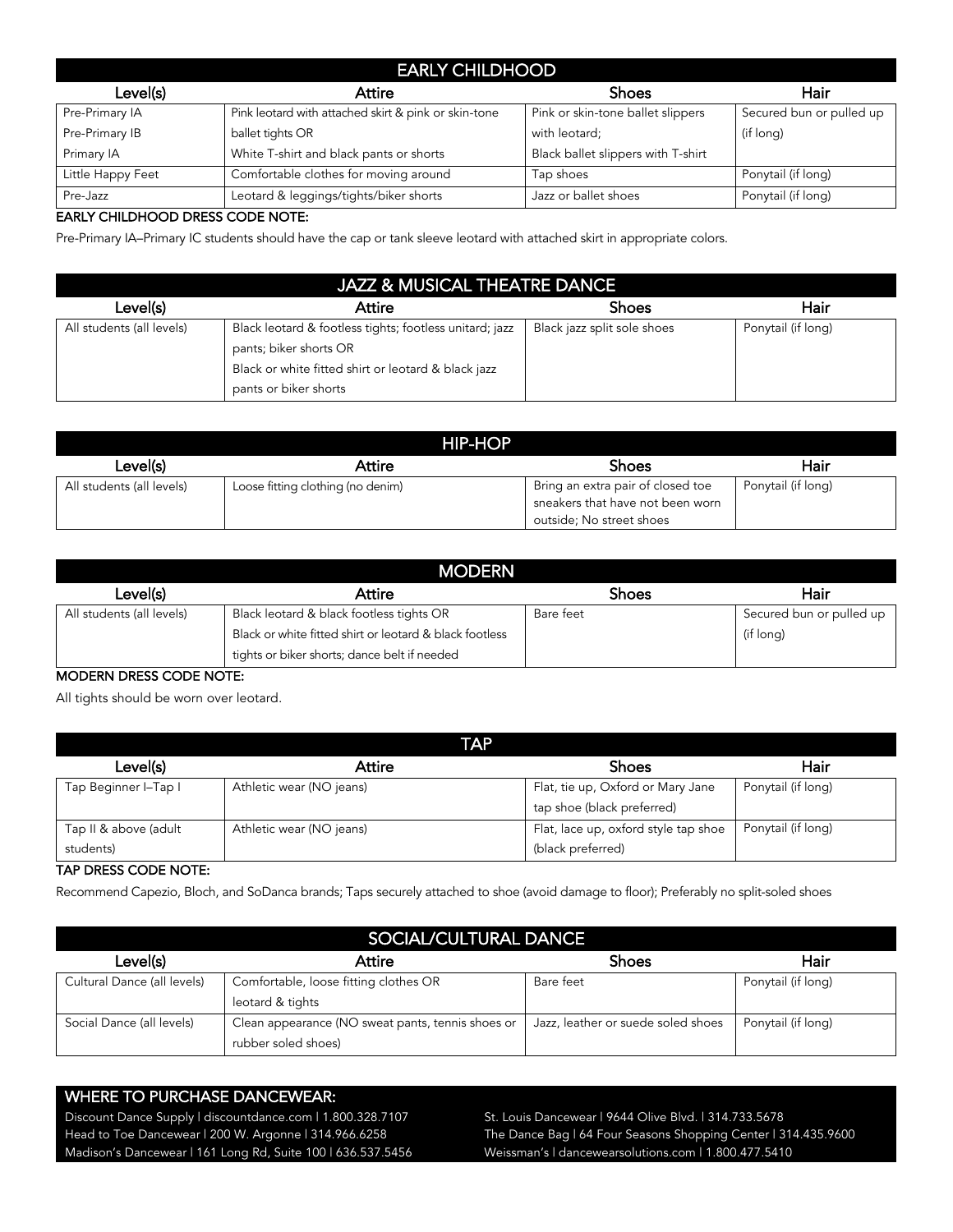## EARLY CHILDHOOD

| Level(s) | Attire | Shoes | Hair |
|---|---|---|---|
| Pre-Primary IA<br>Pre-Primary IB<br>Primary IA | Pink leotard with attached skirt & pink or skin-tone ballet tights OR<br>White T-shirt and black pants or shorts | Pink or skin-tone ballet slippers with leotard;<br>Black ballet slippers with T-shirt | Secured bun or pulled up (if long) |
| Little Happy Feet | Comfortable clothes for moving around | Tap shoes | Ponytail (if long) |
| Pre-Jazz | Leotard & leggings/tights/biker shorts | Jazz or ballet shoes | Ponytail (if long) |

**EARLY CHILDHOOD DRESS CODE NOTE:**

Pre-Primary IA–Primary IC students should have the cap or tank sleeve leotard with attached skirt in appropriate colors.

## JAZZ & MUSICAL THEATRE DANCE

| Level(s) | Attire | Shoes | Hair |
|---|---|---|---|
| All students (all levels) | Black leotard & footless tights; footless unitard; jazz pants; biker shorts OR<br>Black or white fitted shirt or leotard & black jazz pants or biker shorts | Black jazz split sole shoes | Ponytail (if long) |

## HIP-HOP

| Level(s) | Attire | Shoes | Hair |
|---|---|---|---|
| All students (all levels) | Loose fitting clothing (no denim) | Bring an extra pair of closed toe sneakers that have not been worn outside; No street shoes | Ponytail (if long) |

## MODERN

| Level(s) | Attire | Shoes | Hair |
|---|---|---|---|
| All students (all levels) | Black leotard & black footless tights OR<br>Black or white fitted shirt or leotard & black footless tights or biker shorts; dance belt if needed | Bare feet | Secured bun or pulled up (if long) |

**MODERN DRESS CODE NOTE:**

All tights should be worn over leotard.

## TAP

| Level(s) | Attire | Shoes | Hair |
|---|---|---|---|
| Tap Beginner I–Tap I | Athletic wear (NO jeans) | Flat, tie up, Oxford or Mary Jane tap shoe (black preferred) | Ponytail (if long) |
| Tap II & above (adult students) | Athletic wear (NO jeans) | Flat, lace up, oxford style tap shoe (black preferred) | Ponytail (if long) |

**TAP DRESS CODE NOTE:**

Recommend Capezio, Bloch, and SoDanca brands; Taps securely attached to shoe (avoid damage to floor); Preferably no split-soled shoes

## SOCIAL/CULTURAL DANCE

| Level(s) | Attire | Shoes | Hair |
|---|---|---|---|
| Cultural Dance (all levels) | Comfortable, loose fitting clothes OR leotard & tights | Bare feet | Ponytail (if long) |
| Social Dance (all levels) | Clean appearance (NO sweat pants, tennis shoes or rubber soled shoes) | Jazz, leather or suede soled shoes | Ponytail (if long) |

## WHERE TO PURCHASE DANCEWEAR:

Discount Dance Supply | discountdance.com | 1.800.328.7107
Head to Toe Dancewear | 200 W. Argonne | 314.966.6258
Madison's Dancewear | 161 Long Rd, Suite 100 | 636.537.5456
St. Louis Dancewear | 9644 Olive Blvd. | 314.733.5678
The Dance Bag | 64 Four Seasons Shopping Center | 314.435.9600
Weissman's | dancewearsolutions.com | 1.800.477.5410